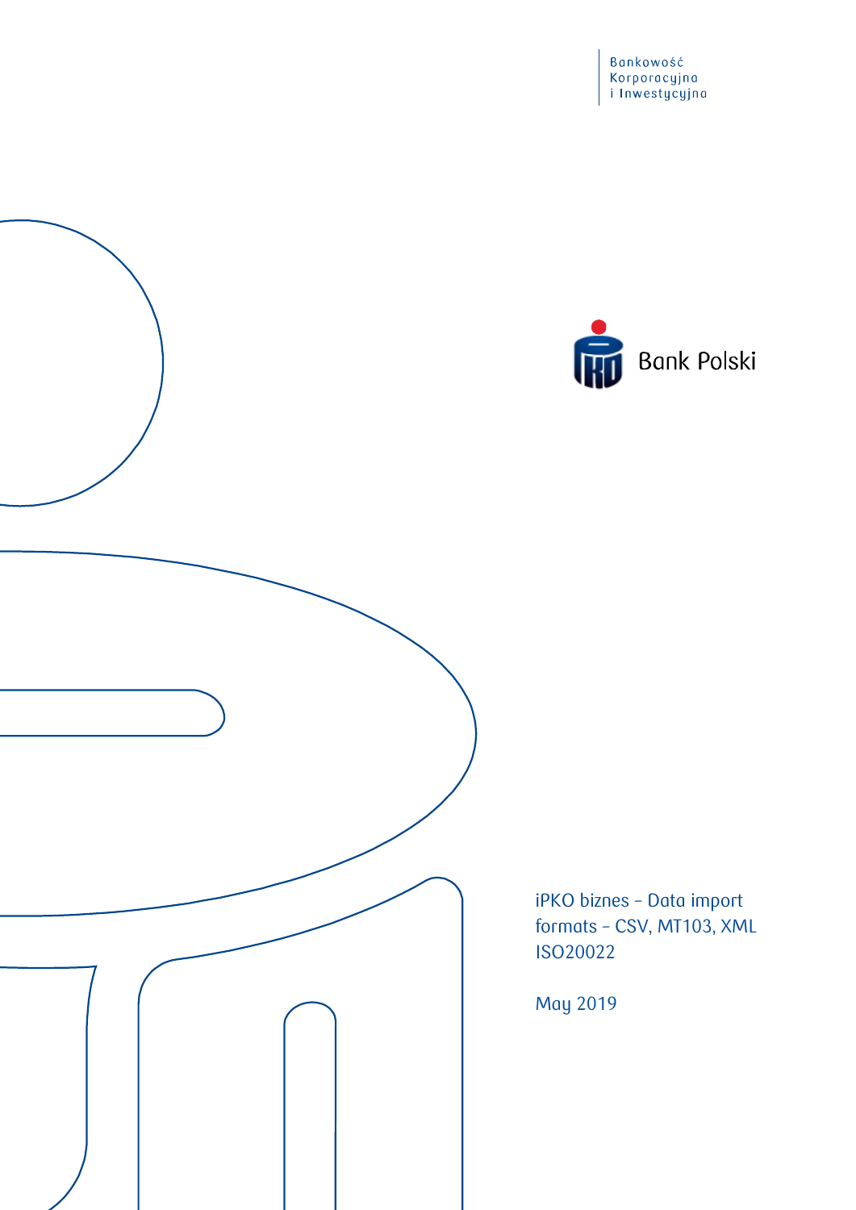Bankowość
Korporacyjna
i Inwestycyjna

Bank Polski

# iPKO biznes – Data import formats – CSV, MT103, XML ISO20022

May 2019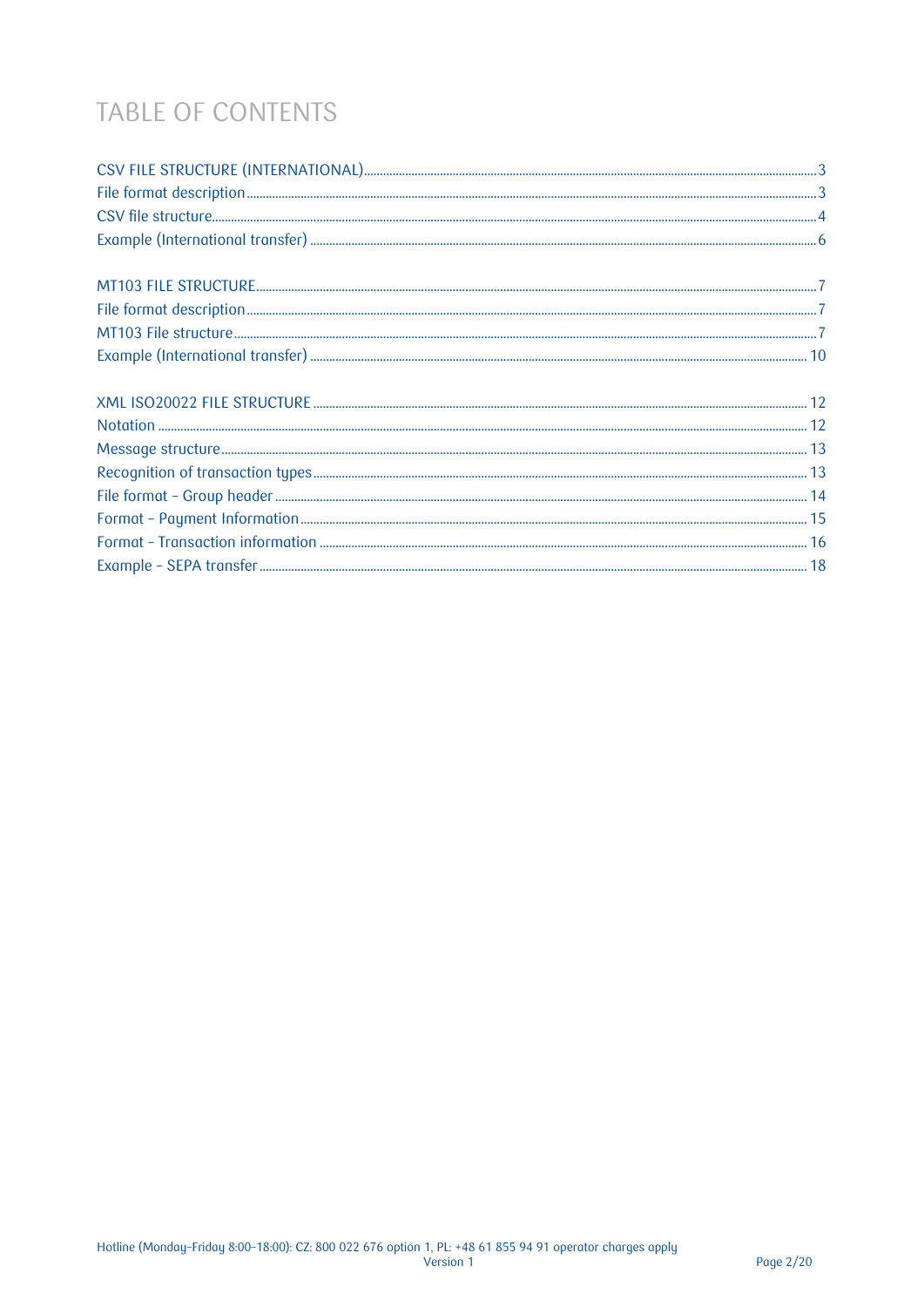# TABLE OF CONTENTS

CSV FILE STRUCTURE (INTERNATIONAL) ... 3
File format description ... 3
CSV file structure ... 4
Example (International transfer) ... 6

MT103 FILE STRUCTURE ... 7
File format description ... 7
MT103 File structure ... 7
Example (International transfer) ... 10

XML ISO20022 FILE STRUCTURE ... 12
Notation ... 12
Message structure ... 13
Recognition of transaction types ... 13
File format – Group header ... 14
Format – Payment Information ... 15
Format – Transaction information ... 16
Example – SEPA transfer ... 18

Hotline (Monday–Friday 8:00–18:00): CZ: 800 022 676 option 1, PL: +48 61 855 94 91 operator charges apply
Version 1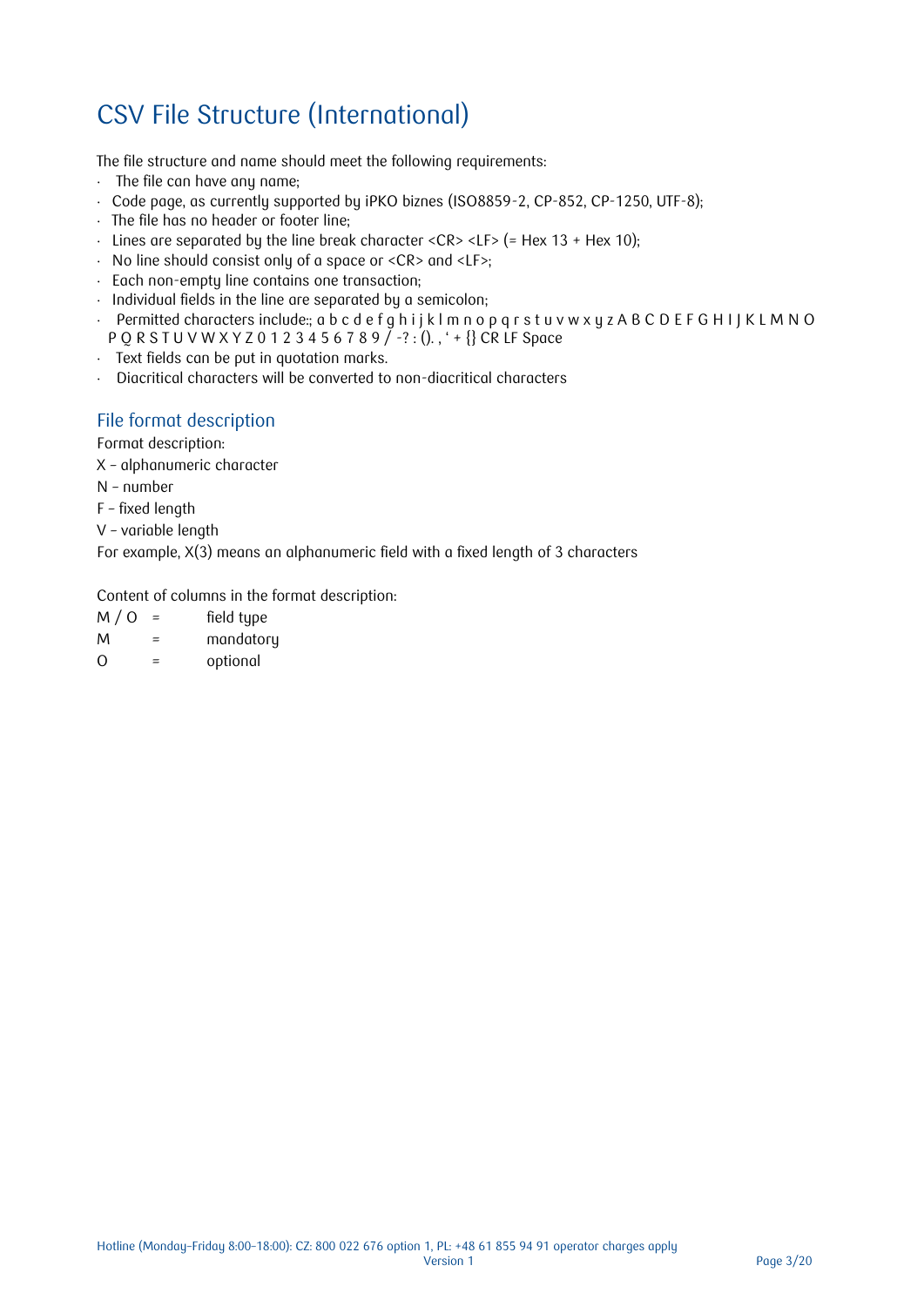# CSV File Structure (International)

The file structure and name should meet the following requirements:

- The file can have any name;
- Code page, as currently supported by iPKO biznes (ISO8859-2, CP-852, CP-1250, UTF-8);
- The file has no header or footer line;
- Lines are separated by the line break character <CR> <LF> (= Hex 13 + Hex 10);
- No line should consist only of a space or <CR> and <LF>;
- Each non-empty line contains one transaction;
- Individual fields in the line are separated by a semicolon;
- Permitted characters include:; a b c d e f g h i j k l m n o p q r s t u v w x y z A B C D E F G H I J K L M N O P Q R S T U V W X Y Z 0 1 2 3 4 5 6 7 8 9 / -? : (). , ' + {} CR LF Space
- Text fields can be put in quotation marks.
- Diacritical characters will be converted to non-diacritical characters

## File format description

Format description:

X – alphanumeric character

N – number

F – fixed length

V – variable length

For example, X(3) means an alphanumeric field with a fixed length of 3 characters

Content of columns in the format description:

| | | |
|---|---|---|
| M / O | = | field type |
| M | = | mandatory |
| O | = | optional |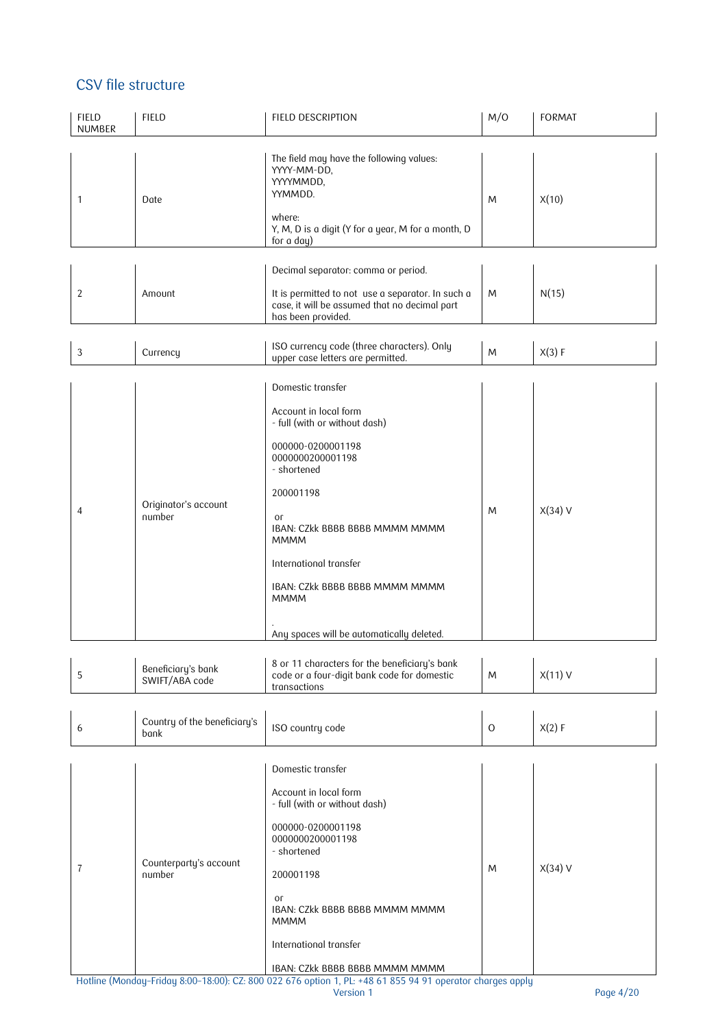## CSV file structure

| FIELD NUMBER | FIELD | FIELD DESCRIPTION | M/O | FORMAT |
|---|---|---|---|---|
| 1 | Date | The field may have the following values:<br>YYYY-MM-DD,<br>YYYYMMDD,<br>YYMMDD.<br><br>where:<br>Y, M, D is a digit (Y for a year, M for a month, D for a day) | M | X(10) |
| 2 | Amount | Decimal separator: comma or period.<br><br>It is permitted to not use a separator. In such a case, it will be assumed that no decimal part has been provided. | M | N(15) |
| 3 | Currency | ISO currency code (three characters). Only upper case letters are permitted. | M | X(3) F |
| 4 | Originator's account number | Domestic transfer<br><br>Account in local form<br>- full (with or without dash)<br><br>000000-0200001198<br>0000000200001198<br>- shortened<br><br>200001198<br><br>or<br>IBAN: CZkk BBBB BBBB MMMM MMMM MMMM<br><br>International transfer<br><br>IBAN: CZkk BBBB BBBB MMMM MMMM MMMM<br><br>.<br>Any spaces will be automatically deleted. | M | X(34) V |
| 5 | Beneficiary's bank SWIFT/ABA code | 8 or 11 characters for the beneficiary's bank code or a four-digit bank code for domestic transactions | M | X(11) V |
| 6 | Country of the beneficiary's bank | ISO country code | O | X(2) F |
| 7 | Counterparty's account number | Domestic transfer<br><br>Account in local form<br>- full (with or without dash)<br><br>000000-0200001198<br>0000000200001198<br>- shortened<br><br>200001198<br><br>or<br>IBAN: CZkk BBBB BBBB MMMM MMMM MMMM<br><br>International transfer<br><br>IBAN: CZkk BBBB BBBB MMMM MMMM | M | X(34) V |

Hotline (Monday–Friday 8:00–18:00): CZ: 800 022 676 option 1, PL: +48 61 855 94 91 operator charges apply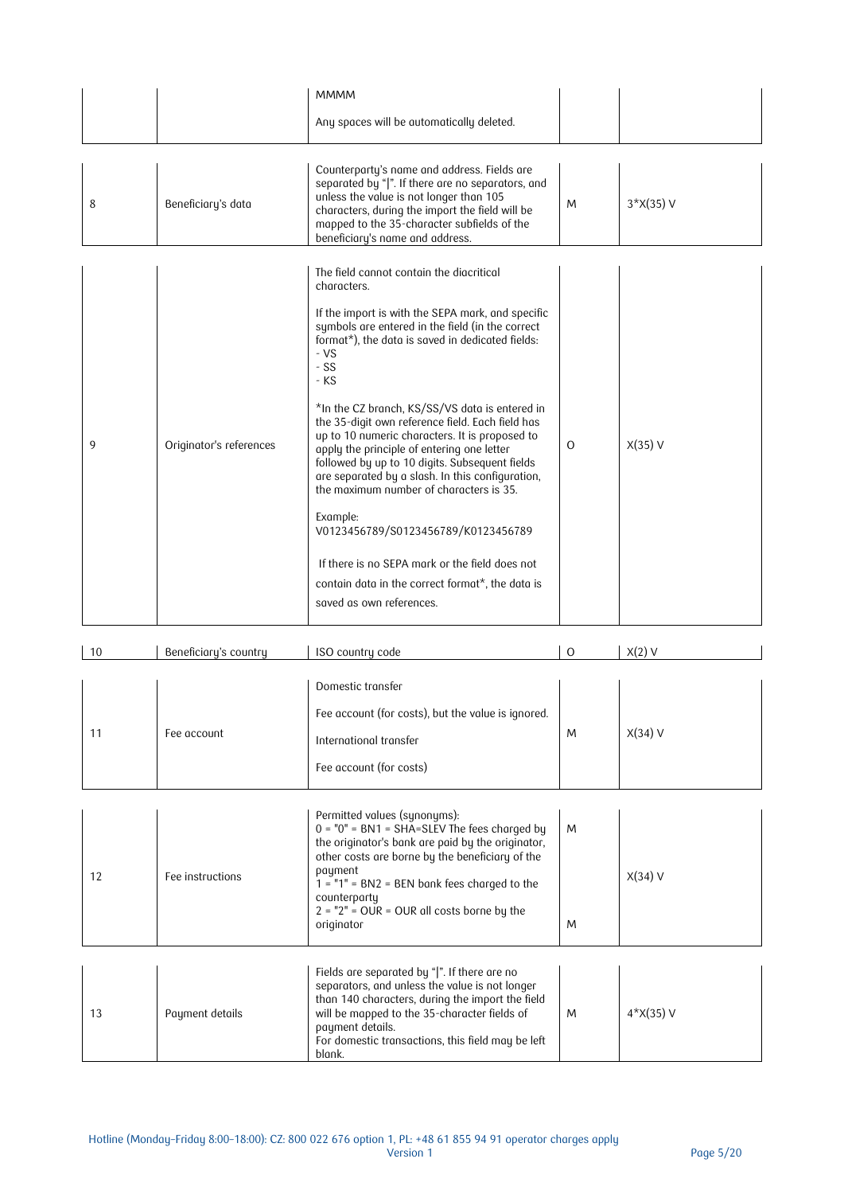| | | | | |
|---|---|---|---|---|
| | | MMMM<br><br>Any spaces will be automatically deleted. | | |
| 8 | Beneficiary's data | Counterparty's name and address. Fields are separated by "\|". If there are no separators, and unless the value is not longer than 105 characters, during the import the field will be mapped to the 35-character subfields of the beneficiary's name and address. | M | 3*X(35) V |
| 9 | Originator's references | The field cannot contain the diacritical characters.<br><br>If the import is with the SEPA mark, and specific symbols are entered in the field (in the correct format*), the data is saved in dedicated fields:<br>- VS<br>- SS<br>- KS<br><br>*In the CZ branch, KS/SS/VS data is entered in the 35-digit own reference field. Each field has up to 10 numeric characters. It is proposed to apply the principle of entering one letter followed by up to 10 digits. Subsequent fields are separated by a slash. In this configuration, the maximum number of characters is 35.<br><br>Example:<br>V0123456789/S0123456789/K0123456789<br><br>If there is no SEPA mark or the field does not contain data in the correct format*, the data is saved as own references. | O | X(35) V |
| 10 | Beneficiary's country | ISO country code | O | X(2) V |
| 11 | Fee account | Domestic transfer<br><br>Fee account (for costs), but the value is ignored.<br><br>International transfer<br><br>Fee account (for costs) | M | X(34) V |
| 12 | Fee instructions | Permitted values (synonyms):<br>0 = "0" = BN1 = SHA=SLEV The fees charged by the originator's bank are paid by the originator, other costs are borne by the beneficiary of the payment<br>1 = "1" = BN2 = BEN bank fees charged to the counterparty<br>2 = "2" = OUR = OUR all costs borne by the originator | M<br><br>M | X(34) V |
| 13 | Payment details | Fields are separated by "\|". If there are no separators, and unless the value is not longer than 140 characters, during the import the field will be mapped to the 35-character fields of payment details.<br>For domestic transactions, this field may be left blank. | M | 4*X(35) V |

Hotline (Monday–Friday 8:00–18:00): CZ: 800 022 676 option 1, PL: +48 61 855 94 91 operator charges apply
Version 1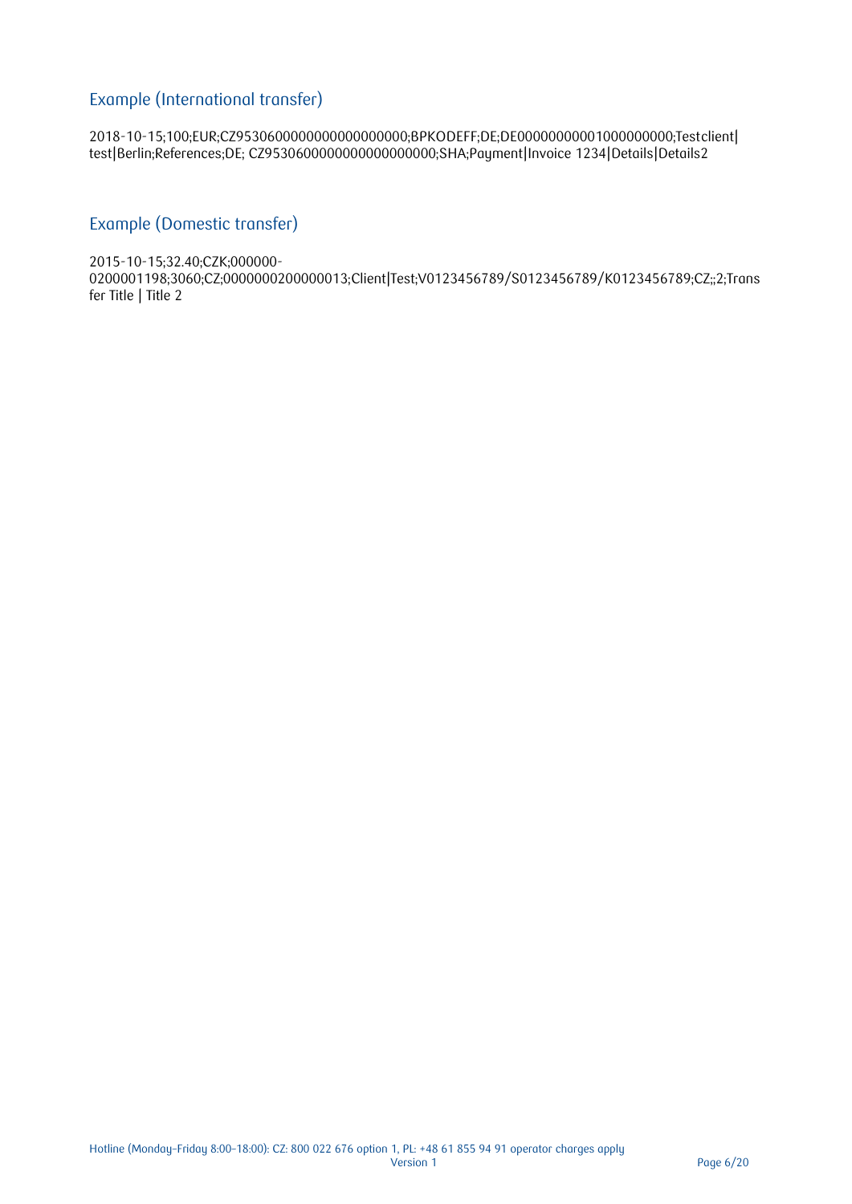## Example (International transfer)

2018-10-15;100;EUR;CZ9530600000000000000000;BPKODEFF;DE;DE00000000001000000000;Testclient|test|Berlin;References;DE; CZ9530600000000000000000;SHA;Payment|Invoice 1234|Details|Details2

## Example (Domestic transfer)

2015-10-15;32.40;CZK;000000-0200001198;3060;CZ;0000000200000013;Client|Test;V0123456789/S0123456789/K0123456789;CZ;;2;Transfer Title | Title 2

Hotline (Monday–Friday 8:00–18:00): CZ: 800 022 676 option 1, PL: +48 61 855 94 91 operator charges apply
Version 1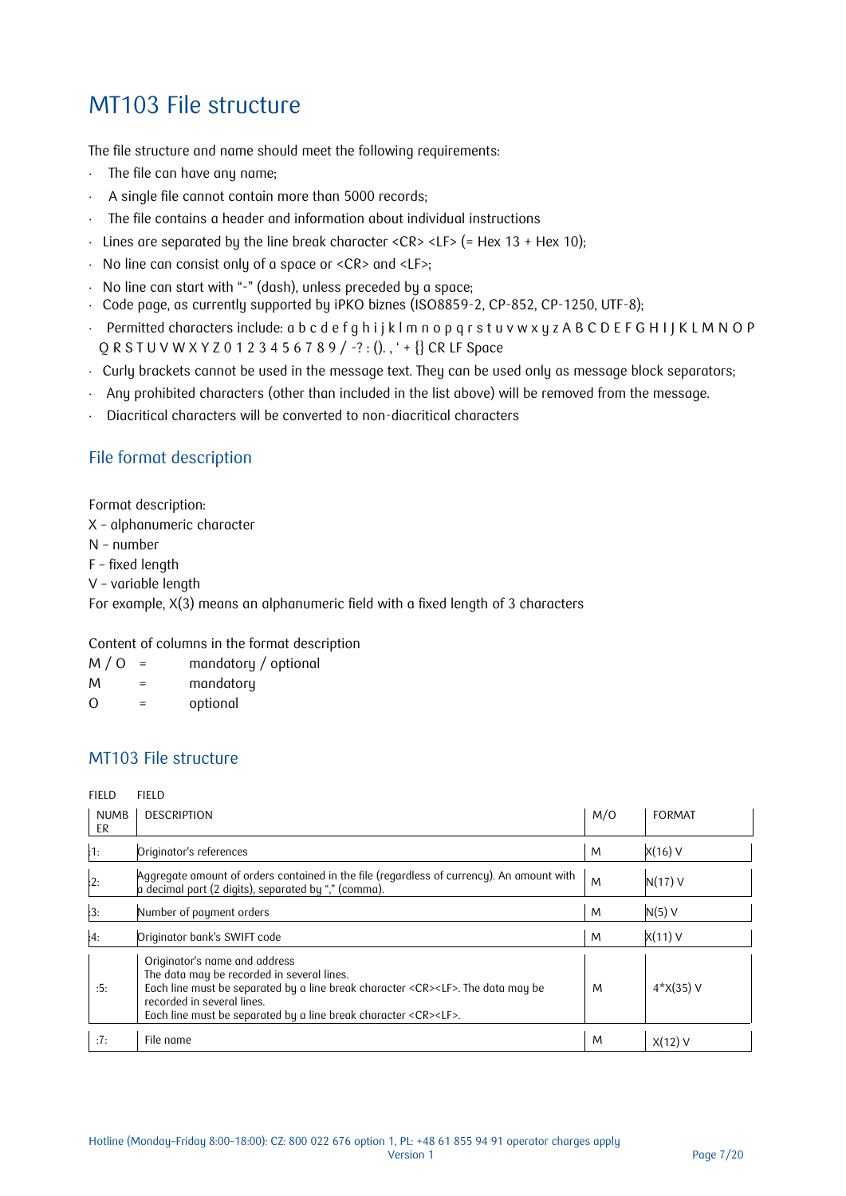# MT103 File structure

The file structure and name should meet the following requirements:

- The file can have any name;
- A single file cannot contain more than 5000 records;
- The file contains a header and information about individual instructions
- Lines are separated by the line break character <CR> <LF> (= Hex 13 + Hex 10);
- No line can consist only of a space or <CR> and <LF>;
- No line can start with "-" (dash), unless preceded by a space;
- Code page, as currently supported by iPKO biznes (ISO8859-2, CP-852, CP-1250, UTF-8);
- Permitted characters include: a b c d e f g h i j k l m n o p q r s t u v w x y z A B C D E F G H I J K L M N O P Q R S T U V W X Y Z 0 1 2 3 4 5 6 7 8 9 / -? : (). , ' + {} CR LF Space
- Curly brackets cannot be used in the message text. They can be used only as message block separators;
- Any prohibited characters (other than included in the list above) will be removed from the message.
- Diacritical characters will be converted to non-diacritical characters

## File format description

Format description:
X – alphanumeric character
N – number
F – fixed length
V – variable length
For example, X(3) means an alphanumeric field with a fixed length of 3 characters

Content of columns in the format description

| | | |
|---|---|---|
| M / O | = | mandatory / optional |
| M | = | mandatory |
| O | = | optional |

## MT103 File structure

| FIELD NUMBER | FIELD DESCRIPTION | M/O | FORMAT |
|---|---|---|---|
| :1: | Originator's references | M | X(16) V |
| :2: | Aggregate amount of orders contained in the file (regardless of currency). An amount with a decimal part (2 digits), separated by "," (comma). | M | N(17) V |
| :3: | Number of payment orders | M | N(5) V |
| :4: | Originator bank's SWIFT code | M | X(11) V |
| :5: | Originator's name and address<br>The data may be recorded in several lines.<br>Each line must be separated by a line break character <CR><LF>. The data may be recorded in several lines.<br>Each line must be separated by a line break character <CR><LF>. | M | 4*X(35) V |
| :7: | File name | M | X(12) V |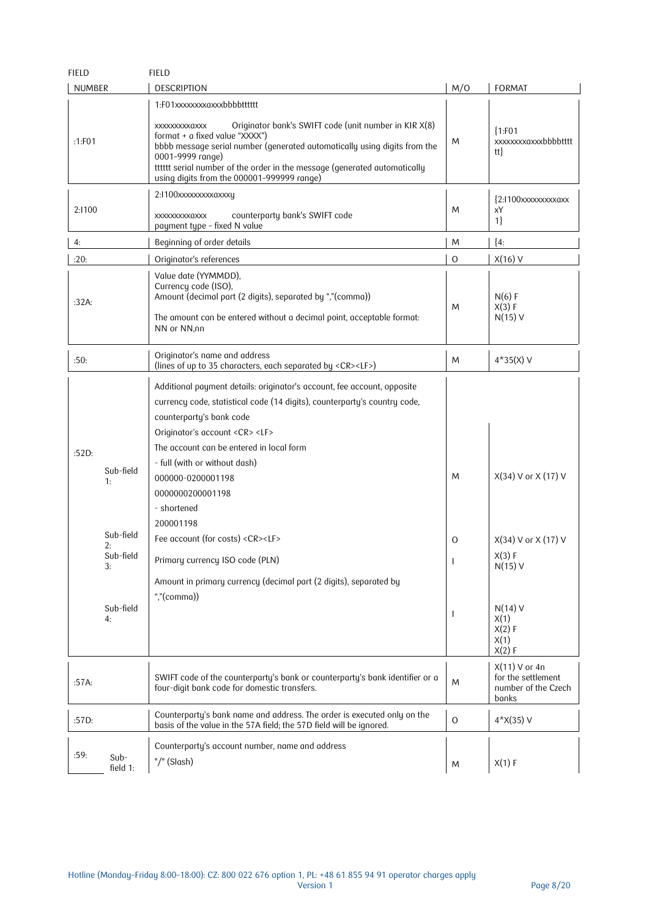| FIELD NUMBER | FIELD DESCRIPTION | M/O | FORMAT |
|---|---|---|---|
| :1:F01 | 1:F01xxxxxxxxaxxxbbbbtttttt<br><br>xxxxxxxxaxxx Originator bank's SWIFT code (unit number in KIR X(8) format + a fixed value "XXXX")<br>bbbb message serial number (generated automatically using digits from the 0001–9999 range)<br>tttttt serial number of the order in the message (generated automatically using digits from the 000001–999999 range) | M | {1:F01 xxxxxxxxaxxxbbbbtttttt} |
| 2:I100 | 2:I100xxxxxxxxaxxxy<br><br>xxxxxxxxaxxx counterparty bank's SWIFT code<br>payment type – fixed N value | M | {2:I100xxxxxxxxaxxxY 1} |
| 4: | Beginning of order details | M | {4: |
| :20: | Originator's references | O | X(16) V |
| :32A: | Value date (YYMMDD),<br>Currency code (ISO),<br>Amount (decimal part (2 digits), separated by ","(comma))<br><br>The amount can be entered without a decimal point, acceptable format: NN or NN,nn | M | N(6) F<br>X(3) F<br>N(15) V |
| :50: | Originator's name and address<br>(lines of up to 35 characters, each separated by <CR><LF>) | M | 4*35(X) V |
| :52D: | Additional payment details: originator's account, fee account, opposite currency code, statistical code (14 digits), counterparty's country code, counterparty's bank code | | |
| Sub-field 1: | Originator's account <CR> <LF><br>The account can be entered in local form<br>- full (with or without dash)<br>000000-0200001198<br>0000000200001198<br>- shortened<br>200001198 | M | X(34) V or X (17) V |
| Sub-field 2: | Fee account (for costs) <CR><LF> | O | X(34) V or X (17) V |
| Sub-field 3: | Primary currency ISO code (PLN)<br><br>Amount in primary currency (decimal part (2 digits), separated by ","(comma)) | I | X(3) F<br>N(15) V |
| Sub-field 4: | | I | N(14) V<br>X(1)<br>X(2) F<br>X(1)<br>X(2) F |
| :57A: | SWIFT code of the counterparty's bank or counterparty's bank identifier or a four-digit bank code for domestic transfers. | M | X(11) V or 4n for the settlement number of the Czech banks |
| :57D: | Counterparty's bank name and address. The order is executed only on the basis of the value in the 57A field; the 57D field will be ignored. | O | 4*X(35) V |
| :59: | Counterparty's account number, name and address | | |
| Sub-field 1: | "/" (Slash) | M | X(1) F |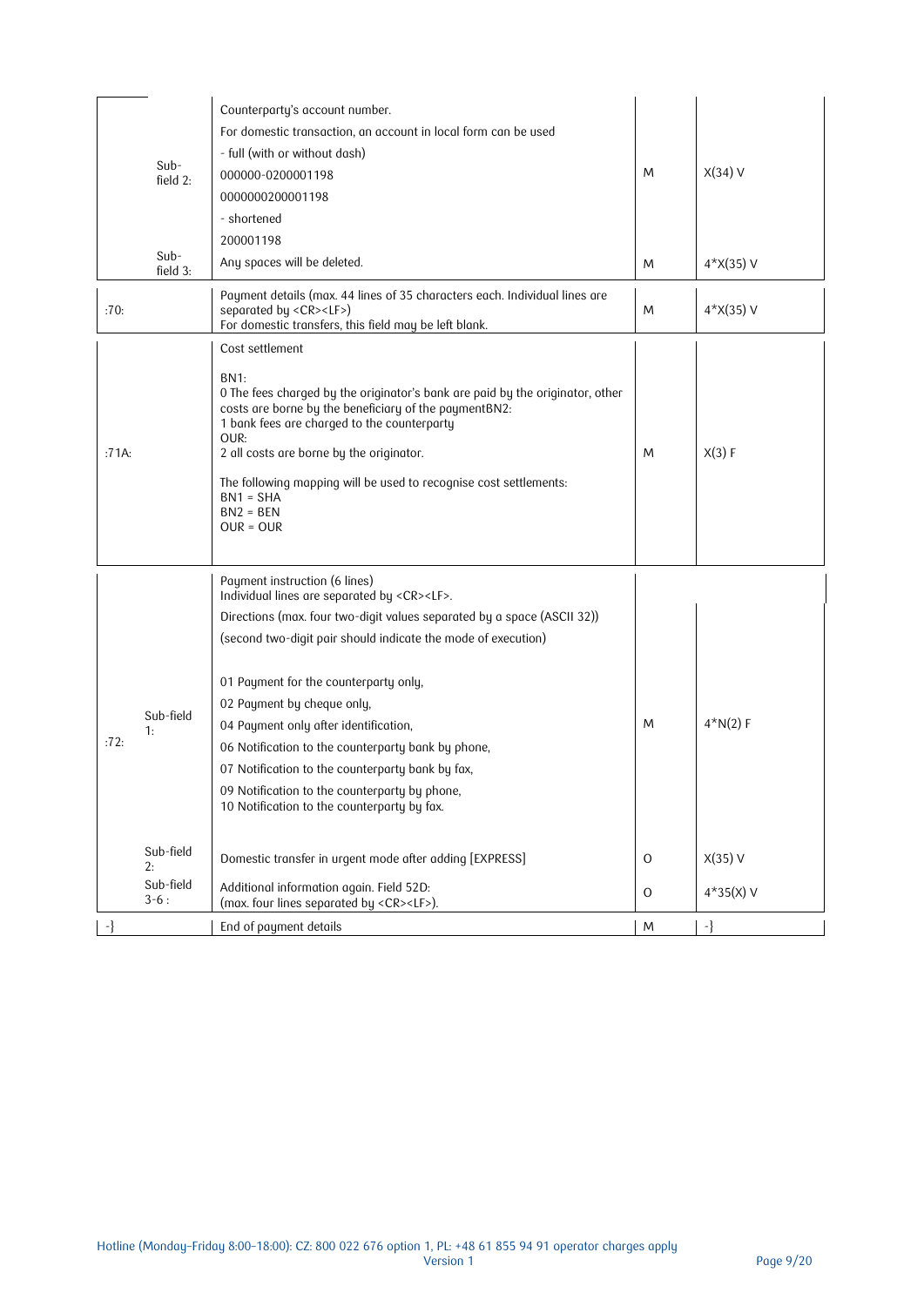| Field | Sub-field | Description | Status | Format |
|---|---|---|---|---|
| | Sub-field 2: | Counterparty's account number.<br>For domestic transaction, an account in local form can be used<br>- full (with or without dash)<br>000000-0200001198<br>0000000200001198<br>- shortened<br>200001198 | M | X(34) V |
| | Sub-field 3: | Any spaces will be deleted. | M | 4*X(35) V |
| :70: | | Payment details (max. 44 lines of 35 characters each. Individual lines are separated by <CR><LF>)<br>For domestic transfers, this field may be left blank. | M | 4*X(35) V |
| :71A: | | Cost settlement<br><br>BN1:<br>0 The fees charged by the originator's bank are paid by the originator, other costs are borne by the beneficiary of the paymentBN2:<br>1 bank fees are charged to the counterparty<br>OUR:<br>2 all costs are borne by the originator.<br><br>The following mapping will be used to recognise cost settlements:<br>BN1 = SHA<br>BN2 = BEN<br>OUR = OUR | M | X(3) F |
| :72: | Sub-field 1: | Payment instruction (6 lines)<br>Individual lines are separated by <CR><LF>.<br>Directions (max. four two-digit values separated by a space (ASCII 32))<br>(second two-digit pair should indicate the mode of execution)<br><br>01 Payment for the counterparty only,<br>02 Payment by cheque only,<br>04 Payment only after identification,<br>06 Notification to the counterparty bank by phone,<br>07 Notification to the counterparty bank by fax,<br>09 Notification to the counterparty by phone,<br>10 Notification to the counterparty by fax. | M | 4*N(2) F |
| | Sub-field 2: | Domestic transfer in urgent mode after adding [EXPRESS] | O | X(35) V |
| | Sub-field 3-6 : | Additional information again. Field 52D:<br>(max. four lines separated by <CR><LF>). | O | 4*35(X) V |
| -} | | End of payment details | M | -} |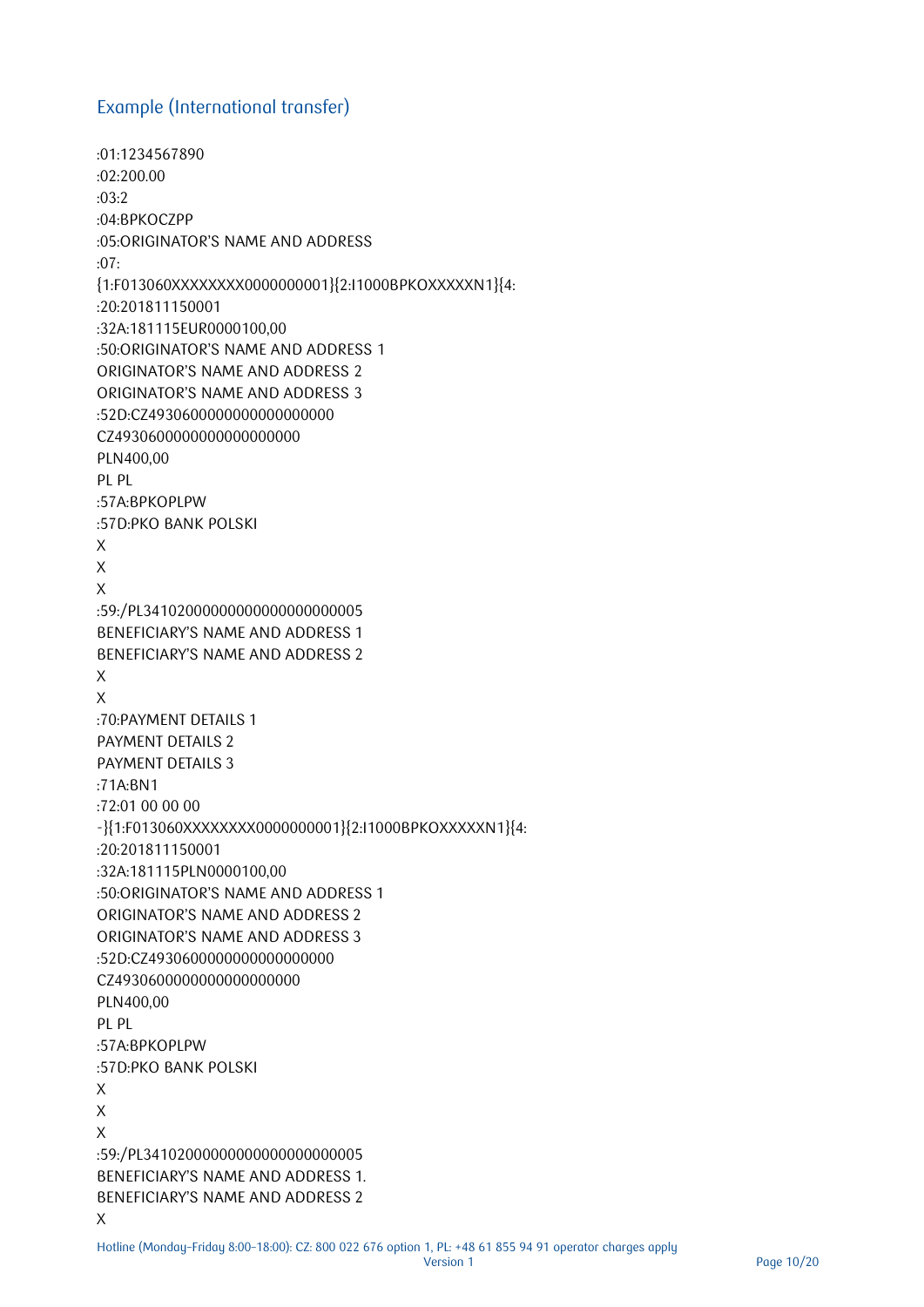## Example (International transfer)

```
:01:1234567890
:02:200.00
:03:2
:04:BPKOCZPP
:05:ORIGINATOR'S NAME AND ADDRESS
:07:
{1:F013060XXXXXXXX0000000001}{2:I1000BPKOXXXXXN1}{4:
:20:201811150001
:32A:181115EUR0000100,00
:50:ORIGINATOR'S NAME AND ADDRESS 1
ORIGINATOR'S NAME AND ADDRESS 2
ORIGINATOR'S NAME AND ADDRESS 3
:52D:CZ4930600000000000000000
CZ4930600000000000000000
PLN400,00
PL PL
:57A:BPKOPLPW
:57D:PKO BANK POLSKI
X
X
X
:59:/PL34102000000000000000000005
BENEFICIARY'S NAME AND ADDRESS 1
BENEFICIARY'S NAME AND ADDRESS 2
X
X
:70:PAYMENT DETAILS 1
PAYMENT DETAILS 2
PAYMENT DETAILS 3
:71A:BN1
:72:01 00 00 00
-}{1:F013060XXXXXXXX0000000001}{2:I1000BPKOXXXXXN1}{4:
:20:201811150001
:32A:181115PLN0000100,00
:50:ORIGINATOR'S NAME AND ADDRESS 1
ORIGINATOR'S NAME AND ADDRESS 2
ORIGINATOR'S NAME AND ADDRESS 3
:52D:CZ4930600000000000000000
CZ4930600000000000000000
PLN400,00
PL PL
:57A:BPKOPLPW
:57D:PKO BANK POLSKI
X
X
X
:59:/PL34102000000000000000000005
BENEFICIARY'S NAME AND ADDRESS 1.
BENEFICIARY'S NAME AND ADDRESS 2
X
```

Hotline (Monday–Friday 8:00–18:00): CZ: 800 022 676 option 1, PL: +48 61 855 94 91 operator charges apply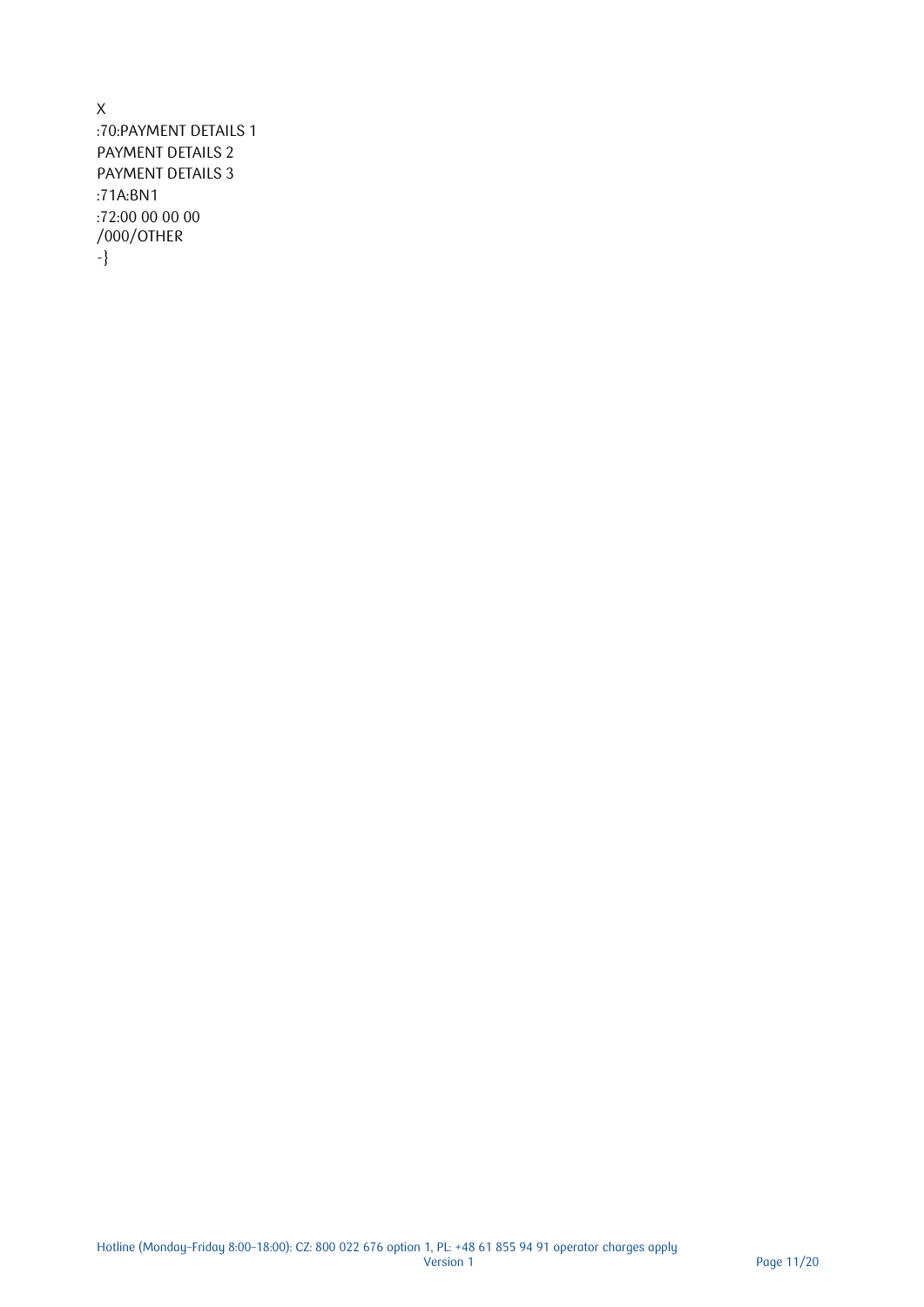X
:70:PAYMENT DETAILS 1
PAYMENT DETAILS 2
PAYMENT DETAILS 3
:71A:BN1
:72:00 00 00 00
/000/OTHER
-}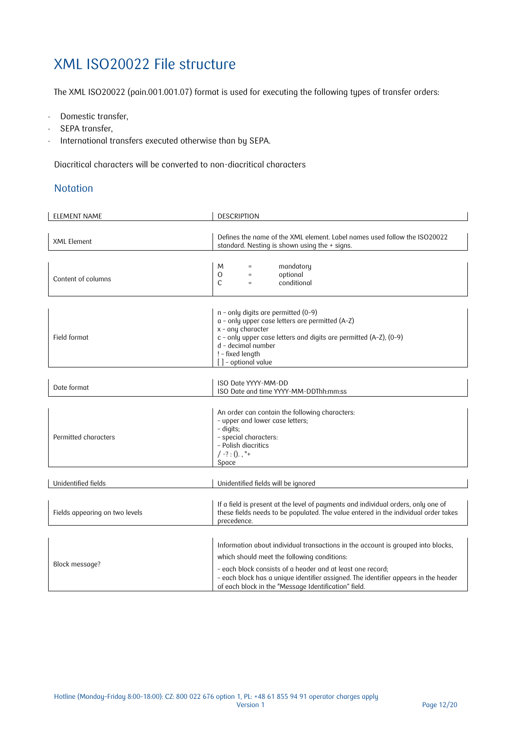# XML ISO20022 File structure

The XML ISO20022 (pain.001.001.07) format is used for executing the following types of transfer orders:

- Domestic transfer,
- SEPA transfer,
- International transfers executed otherwise than by SEPA.

Diacritical characters will be converted to non-diacritical characters

## Notation

| ELEMENT NAME | DESCRIPTION |
|---|---|
| XML Element | Defines the name of the XML element. Label names used follow the ISO20022 standard. Nesting is shown using the + signs. |
| Content of columns | M = mandatory<br>O = optional<br>C = conditional |
| Field format | n – only digits are permitted (0-9)<br>a – only upper case letters are permitted (A-Z)<br>x – any character<br>c – only upper case letters and digits are permitted (A-Z), (0-9)<br>d – decimal number<br>! – fixed length<br>[ ] – optional value |
| Date format | ISO Date YYYY-MM-DD<br>ISO Date and time YYYY-MM-DDThh:mm:ss |
| Permitted characters | An order can contain the following characters:<br>– upper and lower case letters;<br>– digits;<br>– special characters:<br>– Polish diacritics<br>/ -? : (). , "+<br>Space |
| Unidentified fields | Unidentified fields will be ignored |
| Fields appearing on two levels | If a field is present at the level of payments and individual orders, only one of these fields needs to be populated. The value entered in the individual order takes precedence. |
| Block message? | Information about individual transactions in the account is grouped into blocks, which should meet the following conditions:<br>– each block consists of a header and at least one record;<br>– each block has a unique identifier assigned. The identifier appears in the header of each block in the "Message Identification" field. |

Hotline (Monday-Friday 8:00-18:00): CZ: 800 022 676 option 1, PL: +48 61 855 94 91 operator charges apply
Version 1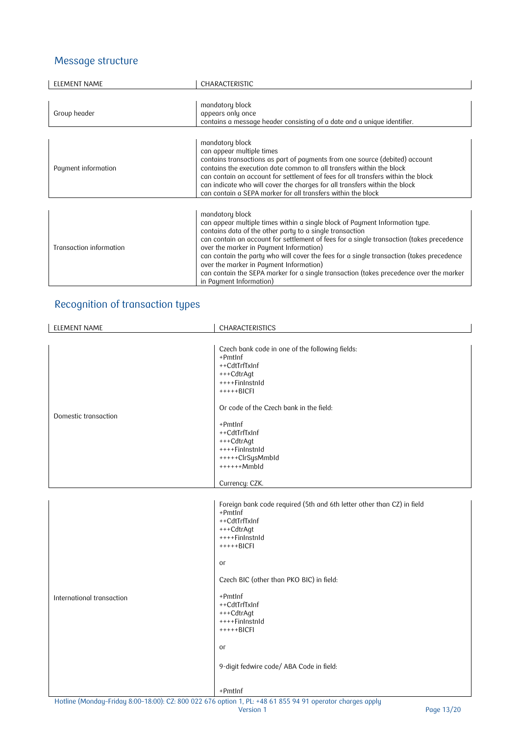## Message structure

| ELEMENT NAME | CHARACTERISTIC |
|---|---|
| Group header | mandatory block<br>appears only once<br>contains a message header consisting of a date and a unique identifier. |
| Payment information | mandatory block<br>can appear multiple times<br>contains transactions as part of payments from one source (debited) account<br>contains the execution date common to all transfers within the block<br>can contain an account for settlement of fees for all transfers within the block<br>can indicate who will cover the charges for all transfers within the block<br>can contain a SEPA marker for all transfers within the block |
| Transaction information | mandatory block<br>can appear multiple times within a single block of Payment Information type.<br>contains data of the other party to a single transaction<br>can contain an account for settlement of fees for a single transaction (takes precedence over the marker in Payment Information)<br>can contain the party who will cover the fees for a single transaction (takes precedence over the marker in Payment Information)<br>can contain the SEPA marker for a single transaction (takes precedence over the marker in Payment Information) |

## Recognition of transaction types

| ELEMENT NAME | CHARACTERISTICS |
|---|---|
| Domestic transaction | Czech bank code in one of the following fields:<br>+PmtInf<br>++CdtTrfTxInf<br>+++CdtrAgt<br>++++FinInstnId<br>+++++BICFI<br><br>Or code of the Czech bank in the field:<br><br>+PmtInf<br>++CdtTrfTxInf<br>+++CdtrAgt<br>++++FinInstnId<br>+++++ClrSysMmbId<br>++++++MmbId<br><br>Currency: CZK. |
| International transaction | Foreign bank code required (5th and 6th letter other than CZ) in field<br>+PmtInf<br>++CdtTrfTxInf<br>+++CdtrAgt<br>++++FinInstnId<br>+++++BICFI<br><br>or<br><br>Czech BIC (other than PKO BIC) in field:<br><br>+PmtInf<br>++CdtTrfTxInf<br>+++CdtrAgt<br>++++FinInstnId<br>+++++BICFI<br><br>or<br><br>9-digit fedwire code/ ABA Code in field:<br><br>+PmtInf |

Hotline (Monday–Friday 8:00–18:00): CZ: 800 022 676 option 1, PL: +48 61 855 94 91 operator charges apply
Version 1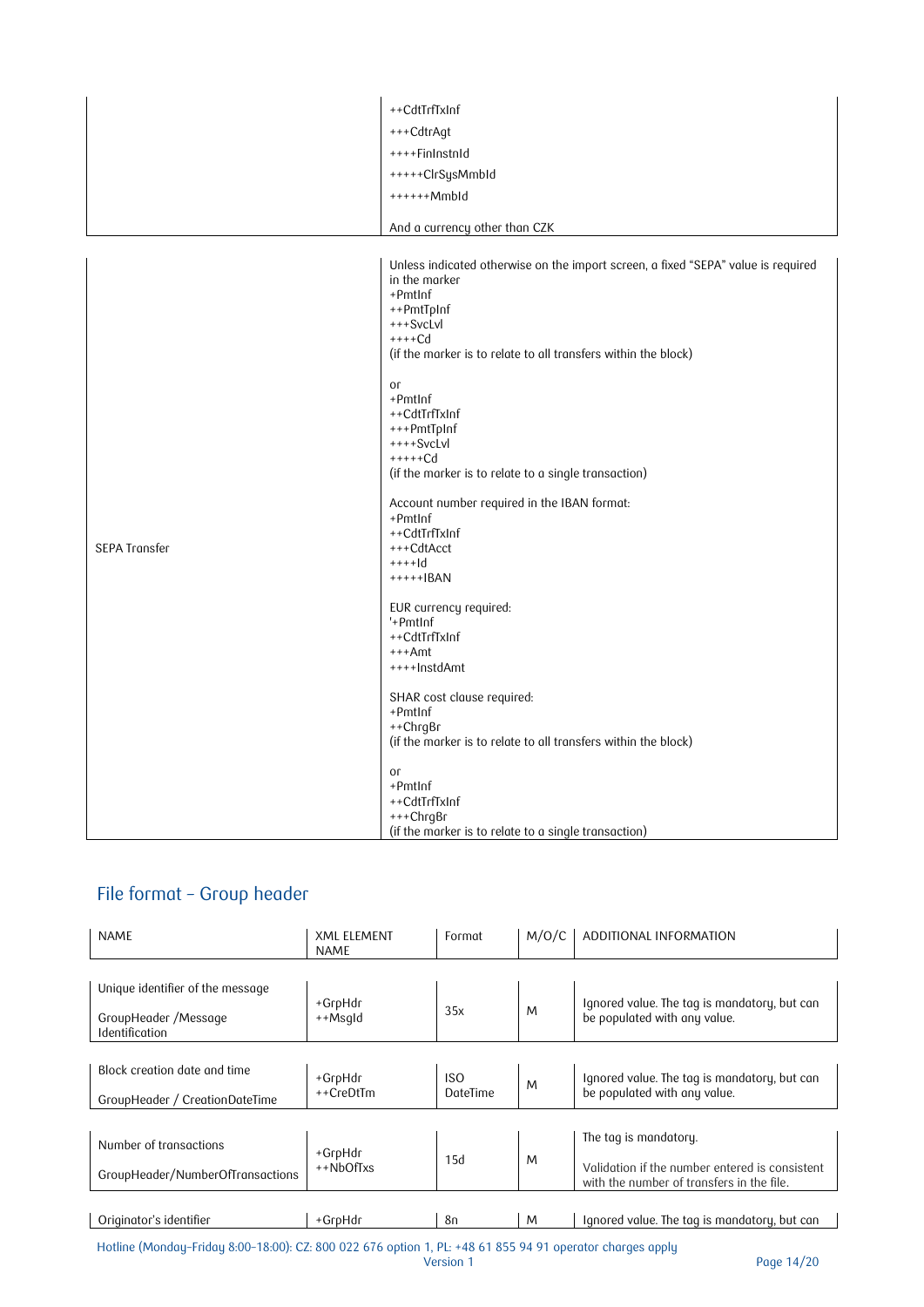| | |
|---|---|
| | ++CdtTrfTxInf<br>+++CdtrAgt<br>++++FinInstnId<br>+++++ClrSysMmbId<br>++++++MmbId<br><br>And a currency other than CZK |

| | |
|---|---|
| SEPA Transfer | Unless indicated otherwise on the import screen, a fixed "SEPA" value is required in the marker<br>+PmtInf<br>++PmtTpInf<br>+++SvcLvl<br>++++Cd<br>(if the marker is to relate to all transfers within the block)<br><br>or<br>+PmtInf<br>++CdtTrfTxInf<br>+++PmtTpInf<br>++++SvcLvl<br>+++++Cd<br>(if the marker is to relate to a single transaction)<br><br>Account number required in the IBAN format:<br>+PmtInf<br>++CdtTrfTxInf<br>+++CdtAcct<br>++++Id<br>+++++IBAN<br><br>EUR currency required:<br>'+PmtInf<br>++CdtTrfTxInf<br>+++Amt<br>++++InstdAmt<br><br>SHAR cost clause required:<br>+PmtInf<br>++ChrgBr<br>(if the marker is to relate to all transfers within the block)<br><br>or<br>+PmtInf<br>++CdtTrfTxInf<br>+++ChrgBr<br>(if the marker is to relate to a single transaction) |

## File format – Group header

| NAME | XML ELEMENT NAME | Format | M/O/C | ADDITIONAL INFORMATION |
|---|---|---|---|---|
| Unique identifier of the message<br><br>GroupHeader /Message Identification | +GrpHdr<br>++MsgId | 35x | M | Ignored value. The tag is mandatory, but can be populated with any value. |
| Block creation date and time<br><br>GroupHeader / CreationDateTime | +GrpHdr<br>++CreDtTm | ISO DateTime | M | Ignored value. The tag is mandatory, but can be populated with any value. |
| Number of transactions<br><br>GroupHeader/NumberOfTransactions | +GrpHdr<br>++NbOfTxs | 15d | M | The tag is mandatory.<br><br>Validation if the number entered is consistent with the number of transfers in the file. |
| Originator's identifier | +GrpHdr | 8n | M | Ignored value. The tag is mandatory, but can |

Hotline (Monday–Friday 8:00–18:00): CZ: 800 022 676 option 1, PL: +48 61 855 94 91 operator charges apply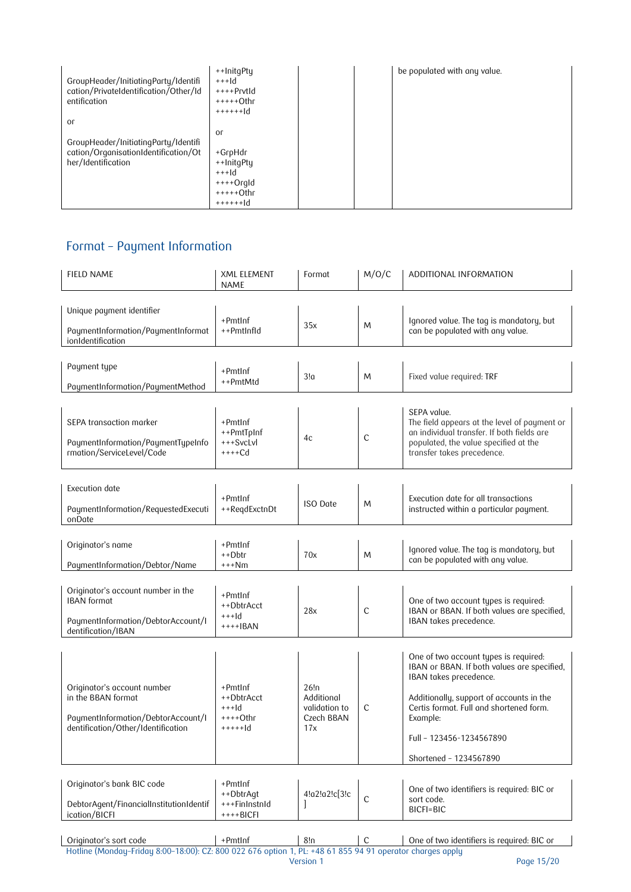| | | | | |
|---|---|---|---|---|
| GroupHeader/InitiatingParty/Identification/PrivateIdentification/Other/Identification<br><br>or<br><br>GroupHeader/InitiatingParty/Identification/OrganisationIdentification/Other/Identification | ++InitgPty<br>+++Id<br>++++PrvtId<br>+++++Othr<br>++++++Id<br><br>or<br><br>+GrpHdr<br>++InitgPty<br>+++Id<br>++++OrgId<br>+++++Othr<br>++++++Id | | | be populated with any value. |

## Format – Payment Information

| FIELD NAME | XML ELEMENT NAME | Format | M/O/C | ADDITIONAL INFORMATION |
|---|---|---|---|---|
| Unique payment identifier<br><br>PaymentInformation/PaymentInformationIdentification | +PmtInf<br>++PmtInfId | 35x | M | Ignored value. The tag is mandatory, but can be populated with any value. |
| Payment type<br><br>PaymentInformation/PaymentMethod | +PmtInf<br>++PmtMtd | 3!a | M | Fixed value required: TRF |
| SEPA transaction marker<br><br>PaymentInformation/PaymentTypeInformation/ServiceLevel/Code | +PmtInf<br>++PmtTpInf<br>+++SvcLvl<br>++++Cd | 4c | C | SEPA value.<br>The field appears at the level of payment or an individual transfer. If both fields are populated, the value specified at the transfer takes precedence. |
| Execution date<br><br>PaymentInformation/RequestedExecutionDate | +PmtInf<br>++ReqdExctnDt | ISO Date | M | Execution date for all transactions instructed within a particular payment. |
| Originator's name<br><br>PaymentInformation/Debtor/Name | +PmtInf<br>++Dbtr<br>+++Nm | 70x | M | Ignored value. The tag is mandatory, but can be populated with any value. |
| Originator's account number in the IBAN format<br><br>PaymentInformation/DebtorAccount/Identification/IBAN | +PmtInf<br>++DbtrAcct<br>+++Id<br>++++IBAN | 28x | C | One of two account types is required: IBAN or BBAN. If both values are specified, IBAN takes precedence. |
| Originator's account number in the BBAN format<br><br>PaymentInformation/DebtorAccount/Identification/Other/Identification | +PmtInf<br>++DbtrAcct<br>+++Id<br>++++Othr<br>+++++Id | 26!n<br>Additional validation to Czech BBAN 17x | C | One of two account types is required: IBAN or BBAN. If both values are specified, IBAN takes precedence.<br><br>Additionally, support of accounts in the Certis format. Full and shortened form.<br>Example:<br><br>Full – 123456-1234567890<br><br>Shortened – 1234567890 |
| Originator's bank BIC code<br><br>DebtorAgent/FinancialInstitutionIdentification/BICFI | +PmtInf<br>++DbtrAgt<br>+++FinInstnId<br>++++BICFI | 4!a2!a2!c[3!c] | C | One of two identifiers is required: BIC or sort code.<br>BICFI=BIC |
| Originator's sort code | +PmtInf | 8!n | C | One of two identifiers is required: BIC or |

Hotline (Monday–Friday 8:00–18:00): CZ: 800 022 676 option 1, PL: +48 61 855 94 91 operator charges apply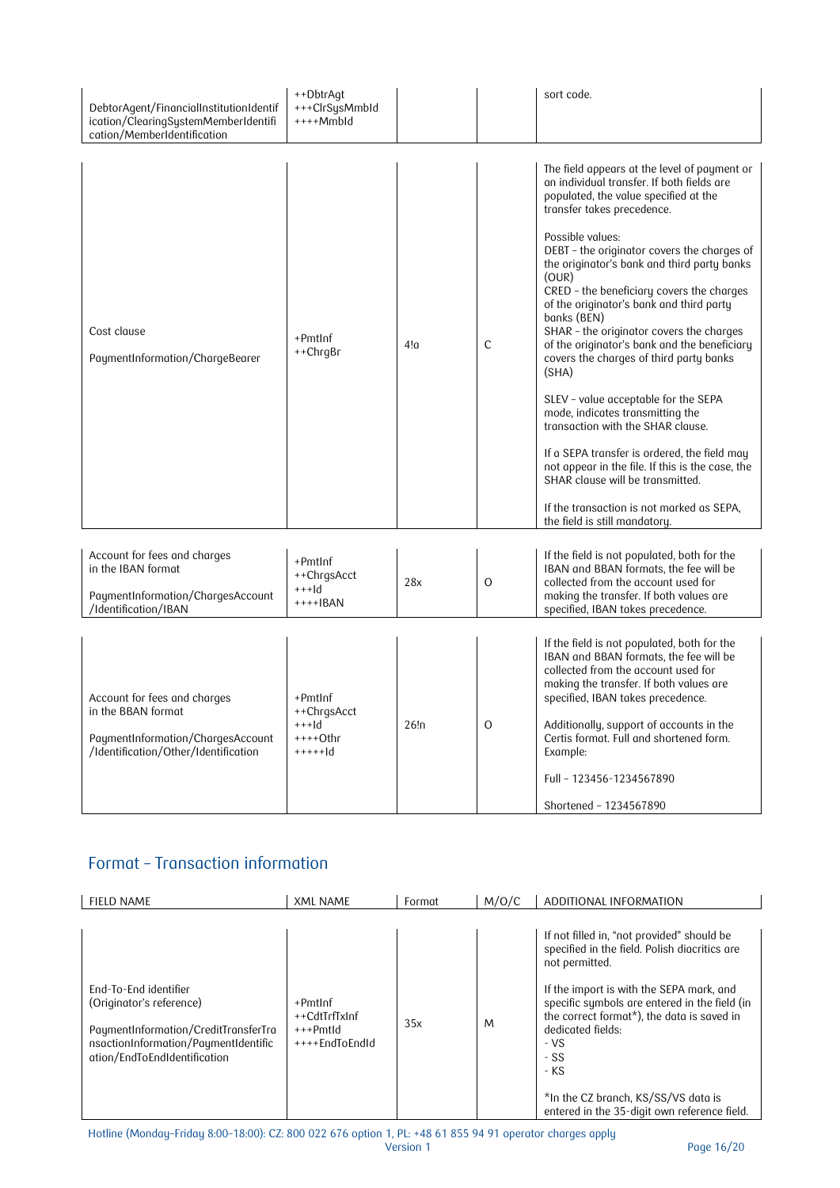| | | | | |
|---|---|---|---|---|
| DebtorAgent/FinancialInstitutionIdentification/ClearingSystemMemberIdentification/MemberIdentification | ++DbtrAgt<br>+++ClrSysMmbId<br>++++MmbId | | | sort code. |
| Cost clause<br><br>PaymentInformation/ChargeBearer | +PmtInf<br>++ChrgBr | 4!a | C | The field appears at the level of payment or an individual transfer. If both fields are populated, the value specified at the transfer takes precedence.<br><br>Possible values:<br>DEBT – the originator covers the charges of the originator's bank and third party banks (OUR)<br>CRED – the beneficiary covers the charges of the originator's bank and third party banks (BEN)<br>SHAR – the originator covers the charges of the originator's bank and the beneficiary covers the charges of third party banks (SHA)<br><br>SLEV – value acceptable for the SEPA mode, indicates transmitting the transaction with the SHAR clause.<br><br>If a SEPA transfer is ordered, the field may not appear in the file. If this is the case, the SHAR clause will be transmitted.<br><br>If the transaction is not marked as SEPA, the field is still mandatory. |
| Account for fees and charges in the IBAN format<br><br>PaymentInformation/ChargesAccount/Identification/IBAN | +PmtInf<br>++ChrgsAcct<br>+++Id<br>++++IBAN | 28x | O | If the field is not populated, both for the IBAN and BBAN formats, the fee will be collected from the account used for making the transfer. If both values are specified, IBAN takes precedence. |
| Account for fees and charges in the BBAN format<br><br>PaymentInformation/ChargesAccount/Identification/Other/Identification | +PmtInf<br>++ChrgsAcct<br>+++Id<br>++++Othr<br>+++++Id | 26!n | O | If the field is not populated, both for the IBAN and BBAN formats, the fee will be collected from the account used for making the transfer. If both values are specified, IBAN takes precedence.<br><br>Additionally, support of accounts in the Certis format. Full and shortened form. Example:<br><br>Full – 123456-1234567890<br><br>Shortened – 1234567890 |

## Format – Transaction information

| FIELD NAME | XML NAME | Format | M/O/C | ADDITIONAL INFORMATION |
|---|---|---|---|---|
| End-To-End identifier (Originator's reference)<br><br>PaymentInformation/CreditTransferTransactionInformation/PaymentIdentification/EndToEndIdentification | +PmtInf<br>++CdtTrfTxInf<br>+++PmtId<br>++++EndToEndId | 35x | M | If not filled in, "not provided" should be specified in the field. Polish diacritics are not permitted.<br><br>If the import is with the SEPA mark, and specific symbols are entered in the field (in the correct format*), the data is saved in dedicated fields:<br>- VS<br>- SS<br>- KS<br><br>*In the CZ branch, KS/SS/VS data is entered in the 35-digit own reference field. |

Hotline (Monday–Friday 8:00–18:00): CZ: 800 022 676 option 1, PL: +48 61 855 94 91 operator charges apply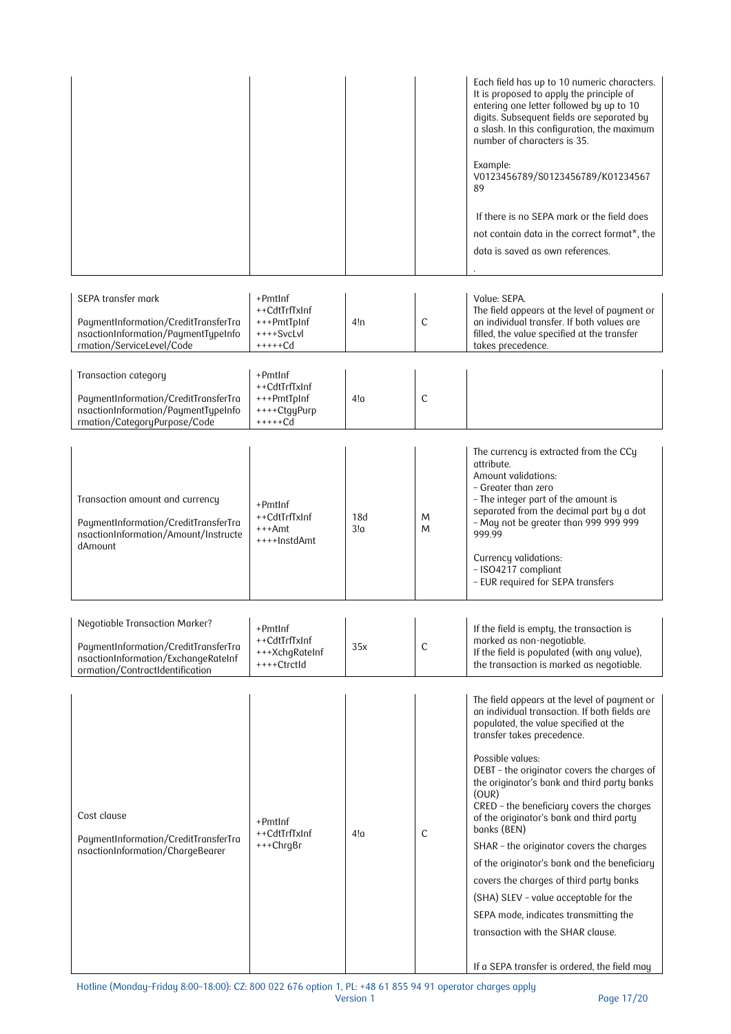| | | | | Each field has up to 10 numeric characters. It is proposed to apply the principle of entering one letter followed by up to 10 digits. Subsequent fields are separated by a slash. In this configuration, the maximum number of characters is 35.<br><br>Example:<br>V0123456789/S0123456789/K0123456789<br><br>If there is no SEPA mark or the field does not contain data in the correct format*, the data is saved as own references.<br>. |
|---|---|---|---|---|
| SEPA transfer mark<br><br>PaymentInformation/CreditTransferTransactionInformation/PaymentTypeInformation/ServiceLevel/Code | +PmtInf<br>++CdtTrfTxInf<br>+++PmtTpInf<br>++++SvcLvl<br>+++++Cd | 4!n | C | Value: SEPA.<br>The field appears at the level of payment or an individual transfer. If both values are filled, the value specified at the transfer takes precedence. |
| Transaction category<br><br>PaymentInformation/CreditTransferTransactionInformation/PaymentTypeInformation/CategoryPurpose/Code | +PmtInf<br>++CdtTrfTxInf<br>+++PmtTpInf<br>++++CtgyPurp<br>+++++Cd | 4!a | C | |
| Transaction amount and currency<br><br>PaymentInformation/CreditTransferTransactionInformation/Amount/InstructedAmount | +PmtInf<br>++CdtTrfTxInf<br>+++Amt<br>++++InstdAmt | 18d<br>3!a | M<br>M | The currency is extracted from the CCy attribute.<br>Amount validations:<br>- Greater than zero<br>- The integer part of the amount is separated from the decimal part by a dot<br>- May not be greater than 999 999 999 999.99<br><br>Currency validations:<br>- ISO4217 compliant<br>- EUR required for SEPA transfers |
| Negotiable Transaction Marker?<br><br>PaymentInformation/CreditTransferTransactionInformation/ExchangeRateInformation/ContractIdentification | +PmtInf<br>++CdtTrfTxInf<br>+++XchgRateInf<br>++++CtrctId | 35x | C | If the field is empty, the transaction is marked as non-negotiable.<br>If the field is populated (with any value), the transaction is marked as negotiable. |
| Cost clause<br><br>PaymentInformation/CreditTransferTransactionInformation/ChargeBearer | +PmtInf<br>++CdtTrfTxInf<br>+++ChrgBr | 4!a | C | The field appears at the level of payment or an individual transaction. If both fields are populated, the value specified at the transfer takes precedence.<br><br>Possible values:<br>DEBT – the originator covers the charges of the originator's bank and third party banks (OUR)<br>CRED – the beneficiary covers the charges of the originator's bank and third party banks (BEN)<br>SHAR – the originator covers the charges of the originator's bank and the beneficiary covers the charges of third party banks (SHA) SLEV – value acceptable for the SEPA mode, indicates transmitting the transaction with the SHAR clause.<br><br>If a SEPA transfer is ordered, the field may |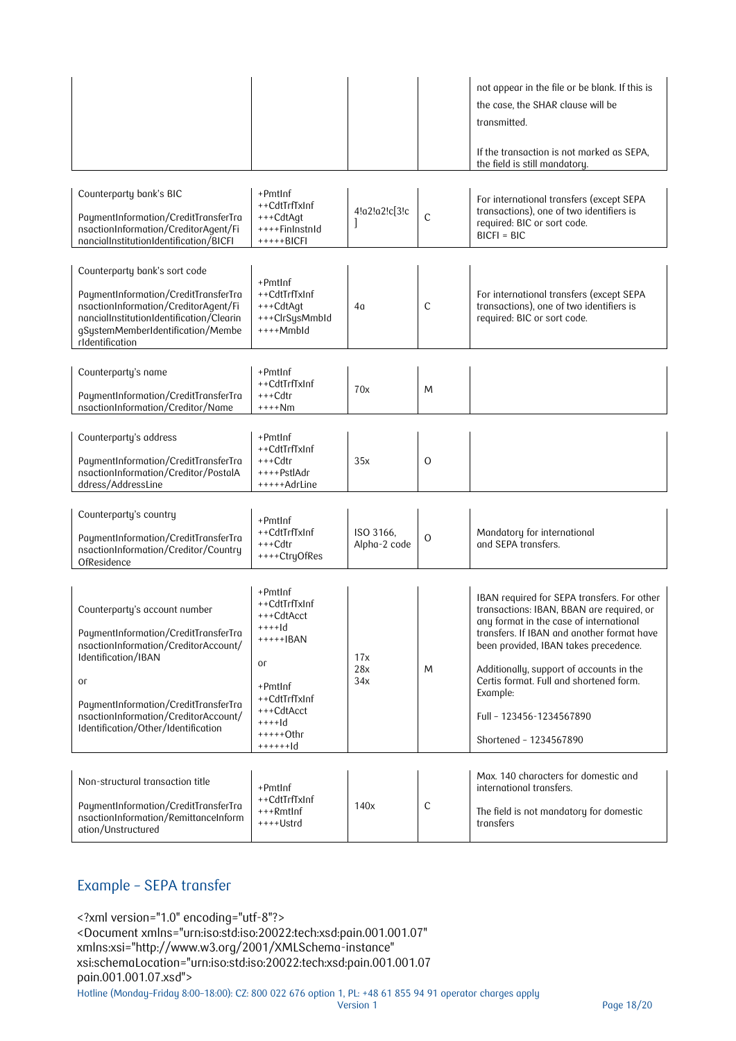| | | | | |
|---|---|---|---|---|
| | | | | not appear in the file or be blank. If this is the case, the SHAR clause will be transmitted.<br><br>If the transaction is not marked as SEPA, the field is still mandatory. |
| Counterparty bank's BIC<br><br>PaymentInformation/CreditTransferTransactionInformation/CreditorAgent/FinancialInstitutionIdentification/BICFI | +PmtInf<br>++CdtTrfTxInf<br>+++CdtAgt<br>++++FinInstnId<br>+++++BICFI | 4!a2!a2!c[3!c] | C | For international transfers (except SEPA transactions), one of two identifiers is required: BIC or sort code.<br>BICFI = BIC |
| Counterparty bank's sort code<br><br>PaymentInformation/CreditTransferTransactionInformation/CreditorAgent/FinancialInstitutionIdentification/ClearingSystemMemberIdentification/MemberIdentification | +PmtInf<br>++CdtTrfTxInf<br>+++CdtAgt<br>+++ClrSysMmbId<br>++++MmbId | 4a | C | For international transfers (except SEPA transactions), one of two identifiers is required: BIC or sort code. |
| Counterparty's name<br><br>PaymentInformation/CreditTransferTransactionInformation/Creditor/Name | +PmtInf<br>++CdtTrfTxInf<br>+++Cdtr<br>++++Nm | 70x | M | |
| Counterparty's address<br><br>PaymentInformation/CreditTransferTransactionInformation/Creditor/PostalAddress/AddressLine | +PmtInf<br>++CdtTrfTxInf<br>+++Cdtr<br>++++PstlAdr<br>+++++AdrLine | 35x | O | |
| Counterparty's country<br><br>PaymentInformation/CreditTransferTransactionInformation/Creditor/CountryOfResidence | +PmtInf<br>++CdtTrfTxInf<br>+++Cdtr<br>++++CtryOfRes | ISO 3166, Alpha-2 code | O | Mandatory for international and SEPA transfers. |
| Counterparty's account number<br><br>PaymentInformation/CreditTransferTransactionInformation/CreditorAccount/Identification/IBAN<br><br>or<br><br>PaymentInformation/CreditTransferTransactionInformation/CreditorAccount/Identification/Other/Identification | +PmtInf<br>++CdtTrfTxInf<br>+++CdtAcct<br>++++Id<br>+++++IBAN<br><br>or<br><br>+PmtInf<br>++CdtTrfTxInf<br>+++CdtAcct<br>++++Id<br>+++++Othr<br>++++++Id | 17x<br>28x<br>34x | M | IBAN required for SEPA transfers. For other transactions: IBAN, BBAN are required, or any format in the case of international transfers. If IBAN and another format have been provided, IBAN takes precedence.<br><br>Additionally, support of accounts in the Certis format. Full and shortened form. Example:<br><br>Full – 123456-1234567890<br><br>Shortened – 1234567890 |
| Non-structural transaction title<br><br>PaymentInformation/CreditTransferTransactionInformation/RemittanceInformation/Unstructured | +PmtInf<br>++CdtTrfTxInf<br>+++RmtInf<br>++++Ustrd | 140x | C | Max. 140 characters for domestic and international transfers.<br><br>The field is not mandatory for domestic transfers |

## Example – SEPA transfer

```
<?xml version="1.0" encoding="utf-8"?>
<Document xmlns="urn:iso:std:iso:20022:tech:xsd:pain.001.001.07"
xmlns:xsi="http://www.w3.org/2001/XMLSchema-instance"
xsi:schemaLocation="urn:iso:std:iso:20022:tech:xsd:pain.001.001.07
pain.001.001.07.xsd">
```

Hotline (Monday–Friday 8:00–18:00): CZ: 800 022 676 option 1, PL: +48 61 855 94 91 operator charges apply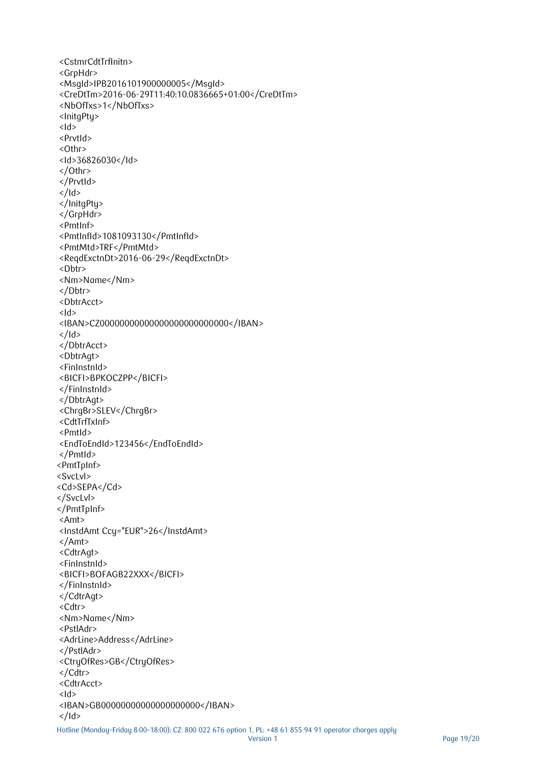```
<CstmrCdtTrfInitn>
<GrpHdr>
<MsgId>IPB2016101900000005</MsgId>
<CreDtTm>2016-06-29T11:40:10.0836665+01:00</CreDtTm>
<NbOfTxs>1</NbOfTxs>
<InitgPty>
<Id>
<PrvtId>
<Othr>
<Id>36826030</Id>
</Othr>
</PrvtId>
</Id>
</InitgPty>
</GrpHdr>
<PmtInf>
<PmtInfId>1081093130</PmtInfId>
<PmtMtd>TRF</PmtMtd>
<ReqdExctnDt>2016-06-29</ReqdExctnDt>
<Dbtr>
<Nm>Name</Nm>
</Dbtr>
<DbtrAcct>
<Id>
<IBAN>CZ0000000000000000000000000</IBAN>
</Id>
</DbtrAcct>
<DbtrAgt>
<FinInstnId>
<BICFI>BPKOCZPP</BICFI>
</FinInstnId>
</DbtrAgt>
<ChrgBr>SLEV</ChrgBr>
<CdtTrfTxInf>
<PmtId>
<EndToEndId>123456</EndToEndId>
</PmtId>
<PmtTpInf>
<SvcLvl>
<Cd>SEPA</Cd>
</SvcLvl>
</PmtTpInf>
<Amt>
<InstdAmt Ccy="EUR">26</InstdAmt>
</Amt>
<CdtrAgt>
<FinInstnId>
<BICFI>BOFAGB22XXX</BICFI>
</FinInstnId>
</CdtrAgt>
<Cdtr>
<Nm>Name</Nm>
<PstlAdr>
<AdrLine>Address</AdrLine>
</PstlAdr>
<CtryOfRes>GB</CtryOfRes>
</Cdtr>
<CdtrAcct>
<Id>
<IBAN>GB00000000000000000000</IBAN>
</Id>
```

Hotline (Monday–Friday 8:00–18:00): CZ: 800 022 676 option 1, PL: +48 61 855 94 91 operator charges apply
Version 1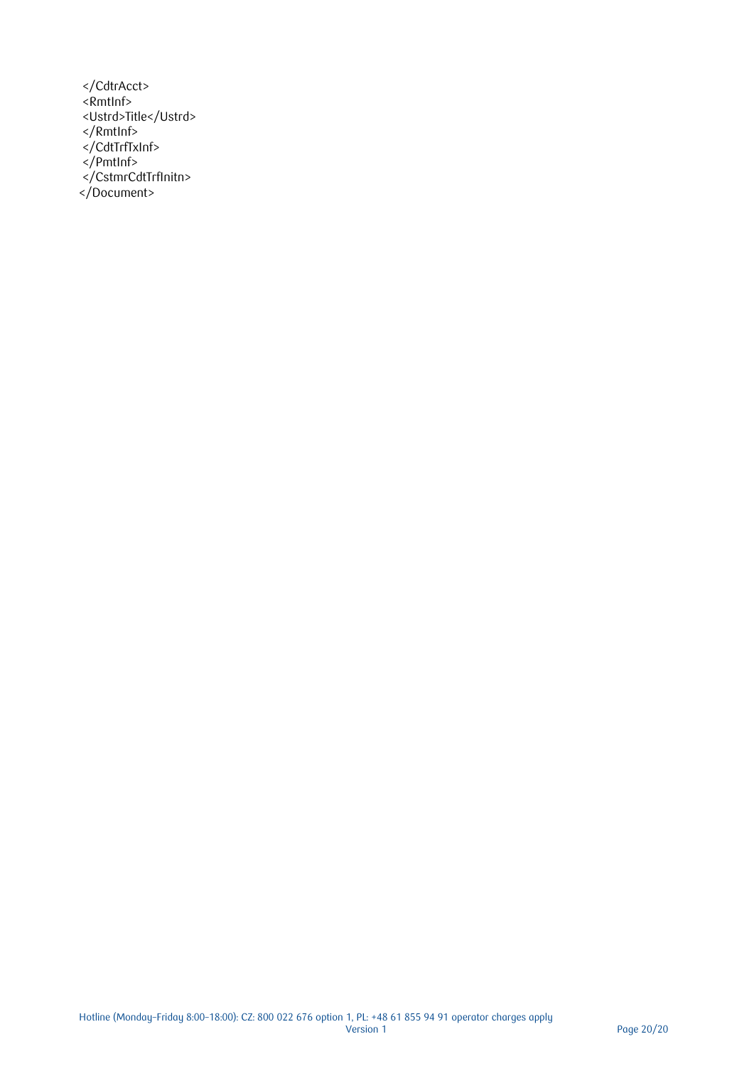```
 </CdtrAcct>
 <RmtInf>
 <Ustrd>Title</Ustrd>
 </RmtInf>
 </CdtTrfTxInf>
 </PmtInf>
 </CstmrCdtTrfInitn>
</Document>
```